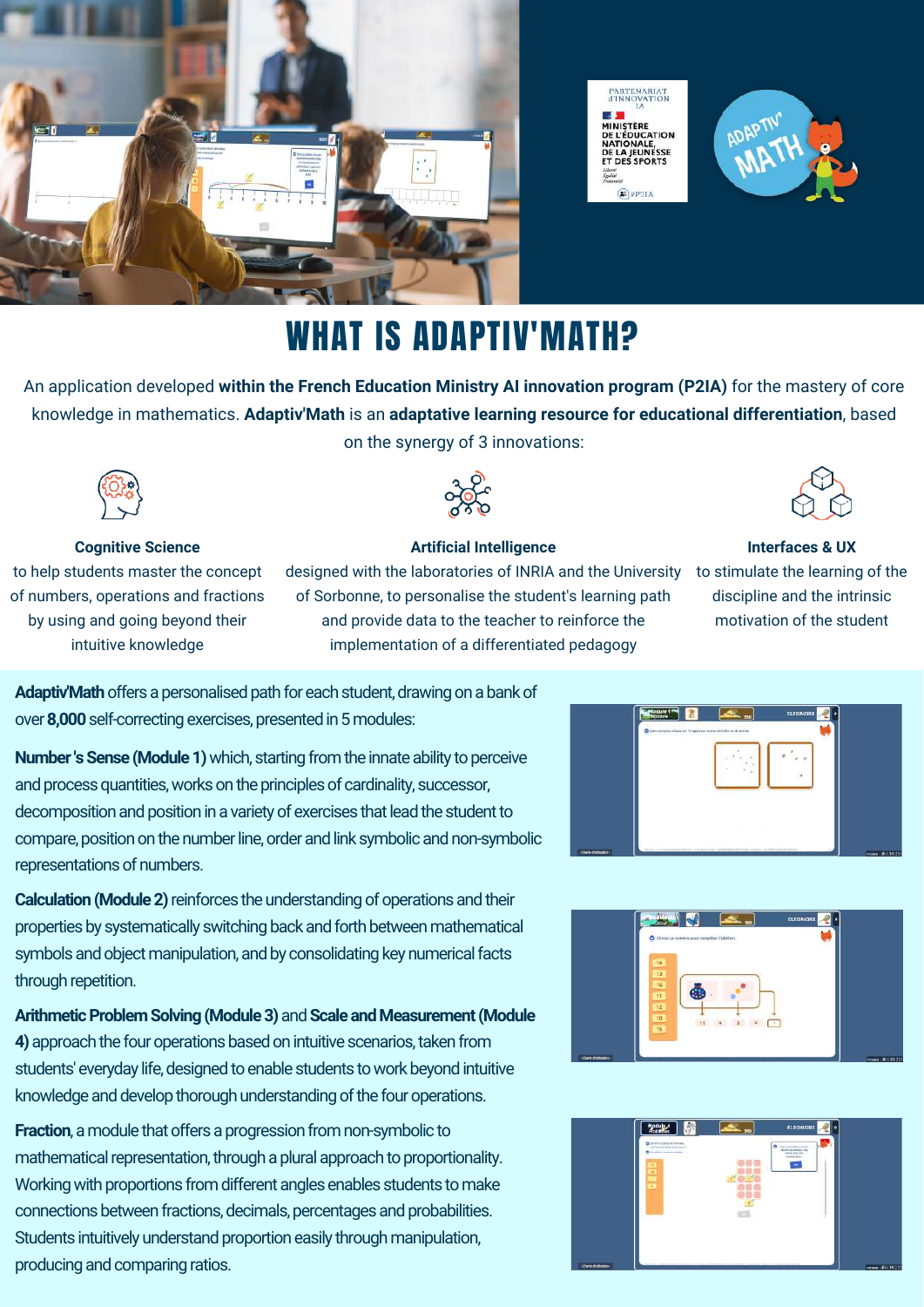# WHAT IS ADAPTIV'MATH?

An application developed **within the French Education Ministry AI innovation program (P2IA)** for the mastery of core knowledge in mathematics. **Adaptiv'Math** is an **adaptative learning resource for educational differentiation**, based on the synergy of 3 innovations:

**Cognitive Science**
to help students master the concept of numbers, operations and fractions by using and going beyond their intuitive knowledge

**Artificial Intelligence**
designed with the laboratories of INRIA and the University of Sorbonne, to personalise the student's learning path and provide data to the teacher to reinforce the implementation of a differentiated pedagogy

**Interfaces & UX**
to stimulate the learning of the discipline and the intrinsic motivation of the student

**Adaptiv'Math** offers a personalised path for each student, drawing on a bank of over **8,000** self-correcting exercises, presented in 5 modules:

**Number's Sense (Module 1)** which, starting from the innate ability to perceive and process quantities, works on the principles of cardinality, successor, decomposition and position in a variety of exercises that lead the student to compare, position on the number line, order and link symbolic and non-symbolic representations of numbers.

**Calculation (Module 2)** reinforces the understanding of operations and their properties by systematically switching back and forth between mathematical symbols and object manipulation, and by consolidating key numerical facts through repetition.

**Arithmetic Problem Solving (Module 3)** and **Scale and Measurement (Module 4)** approach the four operations based on intuitive scenarios, taken from students' everyday life, designed to enable students to work beyond intuitive knowledge and develop thorough understanding of the four operations.

**Fraction**, a module that offers a progression from non-symbolic to mathematical representation, through a plural approach to proportionality. Working with proportions from different angles enables students to make connections between fractions, decimals, percentages and probabilities. Students intuitively understand proportion easily through manipulation, producing and comparing ratios.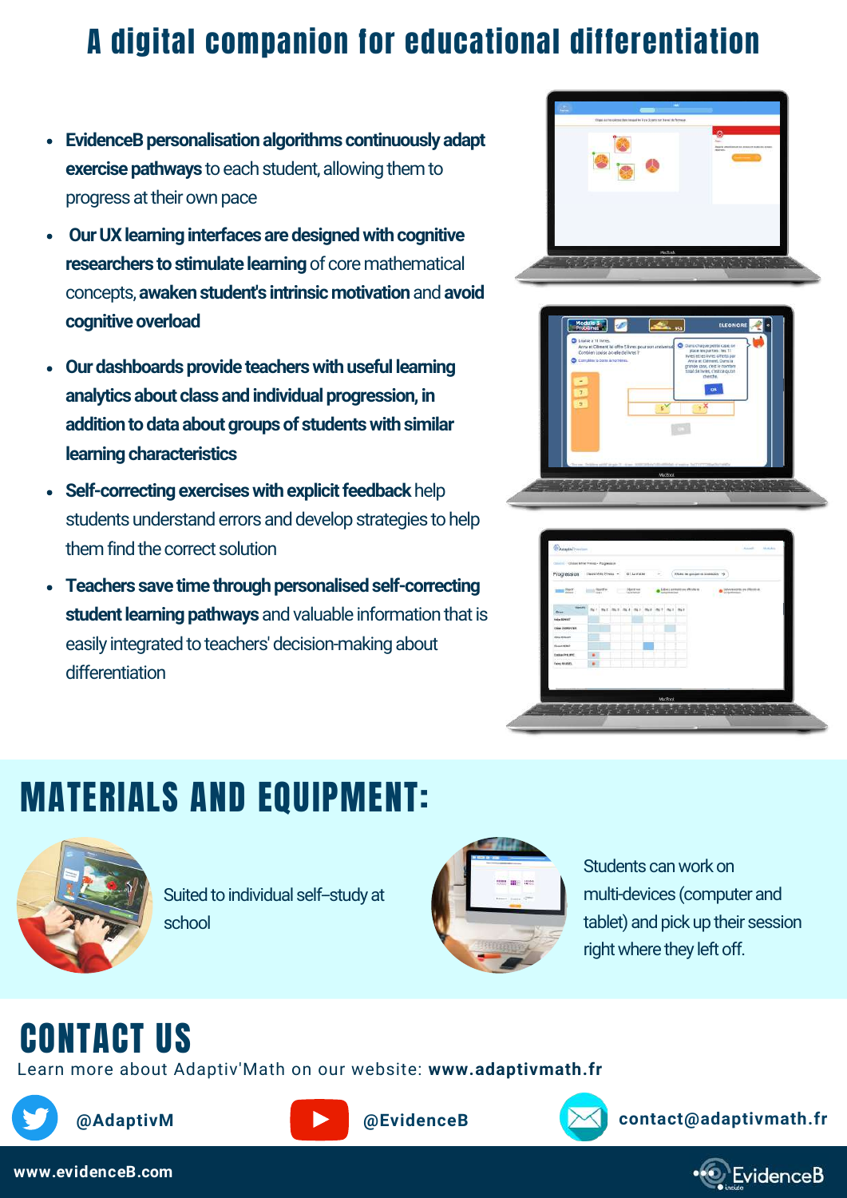# A digital companion for educational differentiation

- **EvidenceB personalisation algorithms continuously adapt exercise pathways** to each student, allowing them to progress at their own pace
- **Our UX learning interfaces are designed with cognitive researchers to stimulate learning** of core mathematical concepts, **awaken student's intrinsic motivation** and **avoid cognitive overload**
- **Our dashboards provide teachers with useful learning analytics about class and individual progression, in addition to data about groups of students with similar learning characteristics**
- **Self-correcting exercises with explicit feedback** help students understand errors and develop strategies to help them find the correct solution
- **Teachers save time through personalised self-correcting student learning pathways** and valuable information that is easily integrated to teachers' decision-making about differentiation

## MATERIALS AND EQUIPMENT:

Suited to individual self–study at school

Students can work on multi-devices (computer and tablet) and pick up their session right where they left off.

## CONTACT US

Learn more about Adaptiv'Math on our website: **www.adaptivmath.fr**

@AdaptivM

@EvidenceB

contact@adaptivmath.fr

www.evidenceB.com

EvidenceB